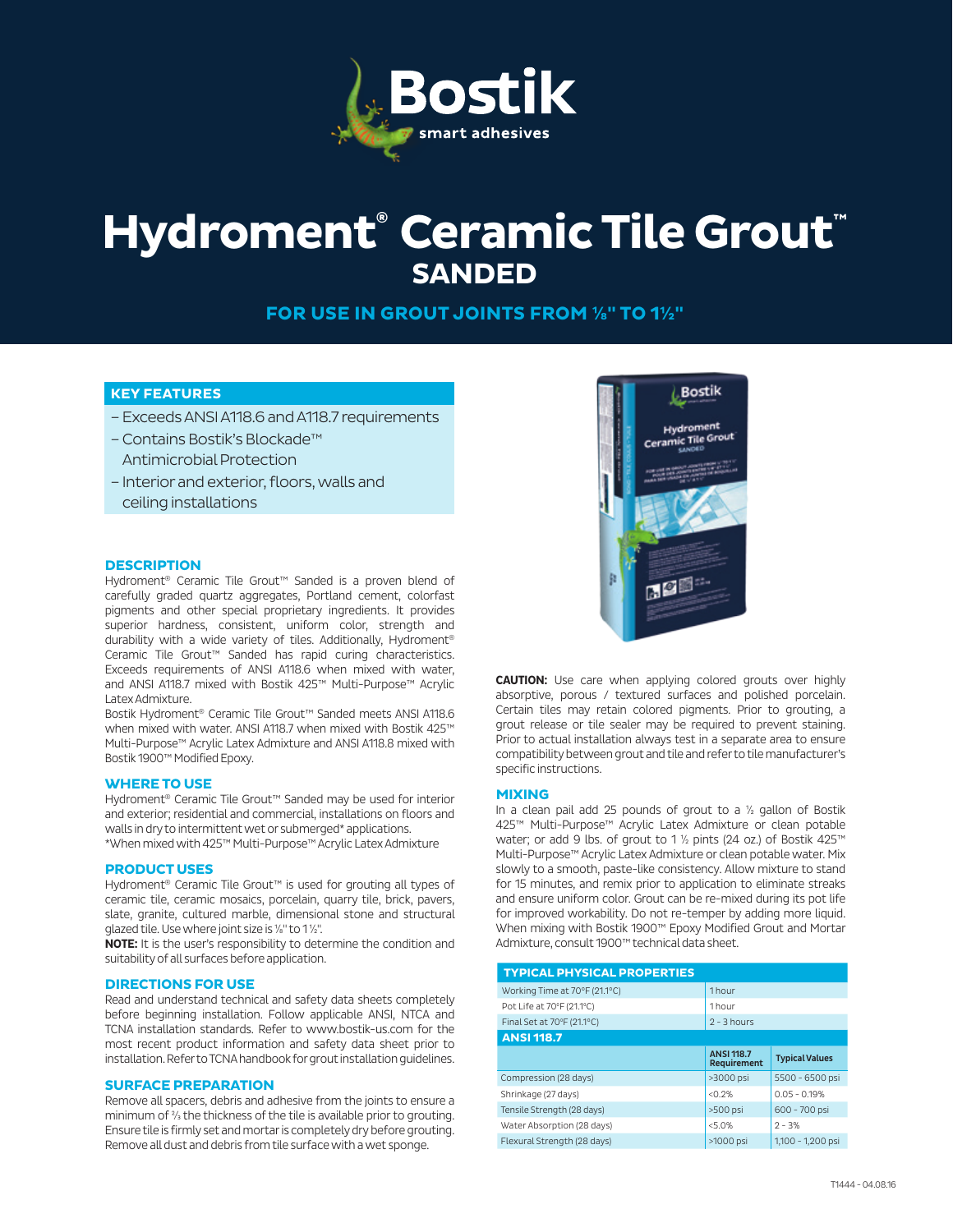Bostik
smart adhesives

# Hydroment® Ceramic Tile Grout™
## SANDED

### FOR USE IN GROUT JOINTS FROM ⅛" TO 1½"

## KEY FEATURES

- Exceeds ANSI A118.6 and A118.7 requirements
- Contains Bostik's Blockade™ Antimicrobial Protection
- Interior and exterior, floors, walls and ceiling installations

## DESCRIPTION

Hydroment® Ceramic Tile Grout™ Sanded is a proven blend of carefully graded quartz aggregates, Portland cement, colorfast pigments and other special proprietary ingredients. It provides superior hardness, consistent, uniform color, strength and durability with a wide variety of tiles. Additionally, Hydroment® Ceramic Tile Grout™ Sanded has rapid curing characteristics. Exceeds requirements of ANSI A118.6 when mixed with water, and ANSI A118.7 mixed with Bostik 425™ Multi-Purpose™ Acrylic Latex Admixture.

Bostik Hydroment® Ceramic Tile Grout™ Sanded meets ANSI A118.6 when mixed with water. ANSI A118.7 when mixed with Bostik 425™ Multi-Purpose™ Acrylic Latex Admixture and ANSI A118.8 mixed with Bostik 1900™ Modified Epoxy.

## WHERE TO USE

Hydroment® Ceramic Tile Grout™ Sanded may be used for interior and exterior; residential and commercial, installations on floors and walls in dry to intermittent wet or submerged* applications.
*When mixed with 425™ Multi-Purpose™ Acrylic Latex Admixture

## PRODUCT USES

Hydroment® Ceramic Tile Grout™ is used for grouting all types of ceramic tile, ceramic mosaics, porcelain, quarry tile, brick, pavers, slate, granite, cultured marble, dimensional stone and structural glazed tile. Use where joint size is ⅛" to 1½".

**NOTE:** It is the user's responsibility to determine the condition and suitability of all surfaces before application.

## DIRECTIONS FOR USE

Read and understand technical and safety data sheets completely before beginning installation. Follow applicable ANSI, NTCA and TCNA installation standards. Refer to www.bostik-us.com for the most recent product information and safety data sheet prior to installation. Refer to TCNA handbook for grout installation guidelines.

## SURFACE PREPARATION

Remove all spacers, debris and adhesive from the joints to ensure a minimum of ⅔ the thickness of the tile is available prior to grouting. Ensure tile is firmly set and mortar is completely dry before grouting. Remove all dust and debris from tile surface with a wet sponge.

**CAUTION:** Use care when applying colored grouts over highly absorptive, porous / textured surfaces and polished porcelain. Certain tiles may retain colored pigments. Prior to grouting, a grout release or tile sealer may be required to prevent staining. Prior to actual installation always test in a separate area to ensure compatibility between grout and tile and refer to tile manufacturer's specific instructions.

## MIXING

In a clean pail add 25 pounds of grout to a ½ gallon of Bostik 425™ Multi-Purpose™ Acrylic Latex Admixture or clean potable water; or add 9 lbs. of grout to 1 ½ pints (24 oz.) of Bostik 425™ Multi-Purpose™ Acrylic Latex Admixture or clean potable water. Mix slowly to a smooth, paste-like consistency. Allow mixture to stand for 15 minutes, and remix prior to application to eliminate streaks and ensure uniform color. Grout can be re-mixed during its pot life for improved workability. Do not re-temper by adding more liquid. When mixing with Bostik 1900™ Epoxy Modified Grout and Mortar Admixture, consult 1900™ technical data sheet.

| TYPICAL PHYSICAL PROPERTIES | | |
|---|---|---|
| Working Time at 70°F (21.1°C) | 1 hour | |
| Pot Life at 70°F (21.1°C) | 1 hour | |
| Final Set at 70°F (21.1°C) | 2 - 3 hours | |
| **ANSI 118.7** | | |
| | **ANSI 118.7 Requirement** | **Typical Values** |
| Compression (28 days) | >3000 psi | 5500 - 6500 psi |
| Shrinkage (27 days) | <0.2% | 0.05 - 0.19% |
| Tensile Strength (28 days) | >500 psi | 600 - 700 psi |
| Water Absorption (28 days) | <5.0% | 2 - 3% |
| Flexural Strength (28 days) | >1000 psi | 1,100 - 1,200 psi |

T1444 - 04.08.16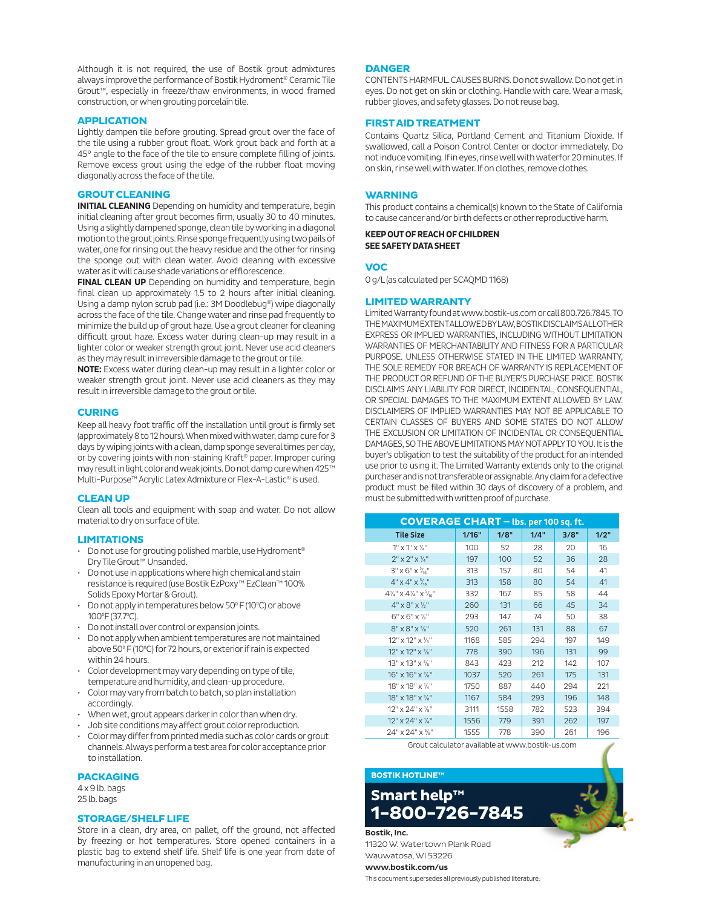Although it is not required, the use of Bostik grout admixtures always improve the performance of Bostik Hydroment® Ceramic Tile Grout™, especially in freeze/thaw environments, in wood framed construction, or when grouting porcelain tile.

## APPLICATION

Lightly dampen tile before grouting. Spread grout over the face of the tile using a rubber grout float. Work grout back and forth at a 45° angle to the face of the tile to ensure complete filling of joints. Remove excess grout using the edge of the rubber float moving diagonally across the face of the tile.

## GROUT CLEANING

**INITIAL CLEANING** Depending on humidity and temperature, begin initial cleaning after grout becomes firm, usually 30 to 40 minutes. Using a slightly dampened sponge, clean tile by working in a diagonal motion to the grout joints. Rinse sponge frequently using two pails of water, one for rinsing out the heavy residue and the other for rinsing the sponge out with clean water. Avoid cleaning with excessive water as it will cause shade variations or efflorescence.

**FINAL CLEAN UP** Depending on humidity and temperature, begin final clean up approximately 1.5 to 2 hours after initial cleaning. Using a damp nylon scrub pad (i.e.: 3M Doodlebug®) wipe diagonally across the face of the tile. Change water and rinse pad frequently to minimize the build up of grout haze. Use a grout cleaner for cleaning difficult grout haze. Excess water during clean-up may result in a lighter color or weaker strength grout joint. Never use acid cleaners as they may result in irreversible damage to the grout or tile.

**NOTE:** Excess water during clean-up may result in a lighter color or weaker strength grout joint. Never use acid cleaners as they may result in irreversible damage to the grout or tile.

## CURING

Keep all heavy foot traffic off the installation until grout is firmly set (approximately 8 to 12 hours). When mixed with water, damp cure for 3 days by wiping joints with a clean, damp sponge several times per day, or by covering joints with non-staining Kraft® paper. Improper curing may result in light color and weak joints. Do not damp cure when 425™ Multi-Purpose™ Acrylic Latex Admixture or Flex-A-Lastic® is used.

## CLEAN UP

Clean all tools and equipment with soap and water. Do not allow material to dry on surface of tile.

## LIMITATIONS

- Do not use for grouting polished marble, use Hydroment® Dry Tile Grout™ Unsanded.
- Do not use in applications where high chemical and stain resistance is required (use Bostik EzPoxy™ EzClean™ 100% Solids Epoxy Mortar & Grout).
- Do not apply in temperatures below 50° F (10°C) or above 100°F (37.7°C).
- Do not install over control or expansion joints.
- Do not apply when ambient temperatures are not maintained above 50° F (10°C) for 72 hours, or exterior if rain is expected within 24 hours.
- Color development may vary depending on type of tile, temperature and humidity, and clean-up procedure.
- Color may vary from batch to batch, so plan installation accordingly.
- When wet, grout appears darker in color than when dry.
- Job site conditions may affect grout color reproduction.
- Color may differ from printed media such as color cards or grout channels. Always perform a test area for color acceptance prior to installation.

## PACKAGING

4 x 9 lb. bags
25 lb. bags

## STORAGE/SHELF LIFE

Store in a clean, dry area, on pallet, off the ground, not affected by freezing or hot temperatures. Store opened containers in a plastic bag to extend shelf life. Shelf life is one year from date of manufacturing in an unopened bag.

## DANGER

CONTENTS HARMFUL. CAUSES BURNS. Do not swallow. Do not get in eyes. Do not get on skin or clothing. Handle with care. Wear a mask, rubber gloves, and safety glasses. Do not reuse bag.

## FIRST AID TREATMENT

Contains Quartz Silica, Portland Cement and Titanium Dioxide. If swallowed, call a Poison Control Center or doctor immediately. Do not induce vomiting. If in eyes, rinse well with water for 20 minutes. If on skin, rinse well with water. If on clothes, remove clothes.

## WARNING

This product contains a chemical(s) known to the State of California to cause cancer and/or birth defects or other reproductive harm.

**KEEP OUT OF REACH OF CHILDREN**
**SEE SAFETY DATA SHEET**

## VOC

0 g/L (as calculated per SCAQMD 1168)

## LIMITED WARRANTY

Limited Warranty found at www.bostik-us.com or call 800.726.7845. TO THE MAXIMUM EXTENT ALLOWED BY LAW, BOSTIK DISCLAIMS ALL OTHER EXPRESS OR IMPLIED WARRANTIES, INCLUDING WITHOUT LIMITATION WARRANTIES OF MERCHANTABILITY AND FITNESS FOR A PARTICULAR PURPOSE. UNLESS OTHERWISE STATED IN THE LIMITED WARRANTY, THE SOLE REMEDY FOR BREACH OF WARRANTY IS REPLACEMENT OF THE PRODUCT OR REFUND OF THE BUYER'S PURCHASE PRICE. BOSTIK DISCLAIMS ANY LIABILITY FOR DIRECT, INCIDENTAL, CONSEQUENTIAL, OR SPECIAL DAMAGES TO THE MAXIMUM EXTENT ALLOWED BY LAW. DISCLAIMERS OF IMPLIED WARRANTIES MAY NOT BE APPLICABLE TO CERTAIN CLASSES OF BUYERS AND SOME STATES DO NOT ALLOW THE EXCLUSION OR LIMITATION OF INCIDENTAL OR CONSEQUENTIAL DAMAGES, SO THE ABOVE LIMITATIONS MAY NOT APPLY TO YOU. It is the buyer's obligation to test the suitability of the product for an intended use prior to using it. The Limited Warranty extends only to the original purchaser and is not transferable or assignable. Any claim for a defective product must be filed within 30 days of discovery of a problem, and must be submitted with written proof of purchase.

## COVERAGE CHART – lbs. per 100 sq. ft.

| Tile Size | 1/16" | 1/8" | 1/4" | 3/8" | 1/2" |
|---|---|---|---|---|---|
| 1" x 1" x ¼" | 100 | 52 | 28 | 20 | 16 |
| 2" x 2" x ¼" | 197 | 100 | 52 | 36 | 28 |
| 3" x 6" x 5/16" | 313 | 157 | 80 | 54 | 41 |
| 4" x 4" x 5/16" | 313 | 158 | 80 | 54 | 41 |
| 4¼" x 4¼" x 5/16" | 332 | 167 | 85 | 58 | 44 |
| 4" x 8" x ½" | 260 | 131 | 66 | 45 | 34 |
| 6" x 6" x ½" | 293 | 147 | 74 | 50 | 38 |
| 8" x 8" x ⅜" | 520 | 261 | 131 | 88 | 67 |
| 12" x 12" x ¼" | 1168 | 585 | 294 | 197 | 149 |
| 12" x 12" x ⅜" | 778 | 390 | 196 | 131 | 99 |
| 13" x 13" x ⅜" | 843 | 423 | 212 | 142 | 107 |
| 16" x 16" x ⅜" | 1037 | 520 | 261 | 175 | 131 |
| 18" x 18" x ¼" | 1750 | 887 | 440 | 294 | 221 |
| 18" x 18" x ⅜" | 1167 | 584 | 293 | 196 | 148 |
| 12" x 24" x ⅛" | 3111 | 1558 | 782 | 523 | 394 |
| 12" x 24" x ¼" | 1556 | 779 | 391 | 262 | 197 |
| 24" x 24" x ⅜" | 1555 | 778 | 390 | 261 | 196 |

Grout calculator available at www.bostik-us.com

**BOSTIK HOTLINE™**

**Smart help™**
**1-800-726-7845**

**Bostik, Inc.**
11320 W. Watertown Plank Road
Wauwatosa, WI 53226
**www.bostik.com/us**

This document supersedes all previously published literature.